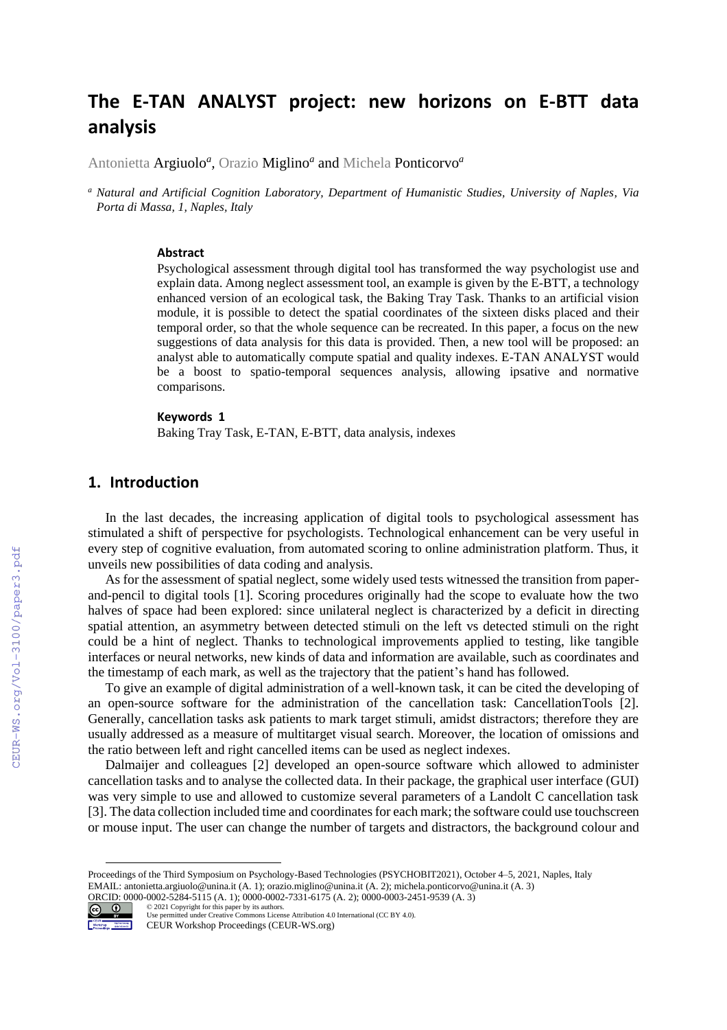# The E-TAN ANALYST project: new horizons on E-BTT data analysis

Antonietta Argiuolo[a], Orazio Miglino[a] and Michela Ponticorvo[a]

[a] *Natural and Artificial Cognition Laboratory, Department of Humanistic Studies, University of Naples, Via Porta di Massa, 1, Naples, Italy*

### Abstract

Psychological assessment through digital tool has transformed the way psychologist use and explain data. Among neglect assessment tool, an example is given by the E-BTT, a technology enhanced version of an ecological task, the Baking Tray Task. Thanks to an artificial vision module, it is possible to detect the spatial coordinates of the sixteen disks placed and their temporal order, so that the whole sequence can be recreated. In this paper, a focus on the new suggestions of data analysis for this data is provided. Then, a new tool will be proposed: an analyst able to automatically compute spatial and quality indexes. E-TAN ANALYST would be a boost to spatio-temporal sequences analysis, allowing ipsative and normative comparisons.

### Keywords 1

Baking Tray Task, E-TAN, E-BTT, data analysis, indexes

## 1. Introduction

In the last decades, the increasing application of digital tools to psychological assessment has stimulated a shift of perspective for psychologists. Technological enhancement can be very useful in every step of cognitive evaluation, from automated scoring to online administration platform. Thus, it unveils new possibilities of data coding and analysis.

As for the assessment of spatial neglect, some widely used tests witnessed the transition from paper-and-pencil to digital tools [1]. Scoring procedures originally had the scope to evaluate how the two halves of space had been explored: since unilateral neglect is characterized by a deficit in directing spatial attention, an asymmetry between detected stimuli on the left vs detected stimuli on the right could be a hint of neglect. Thanks to technological improvements applied to testing, like tangible interfaces or neural networks, new kinds of data and information are available, such as coordinates and the timestamp of each mark, as well as the trajectory that the patient's hand has followed.

To give an example of digital administration of a well-known task, it can be cited the developing of an open-source software for the administration of the cancellation task: CancellationTools [2]. Generally, cancellation tasks ask patients to mark target stimuli, amidst distractors; therefore they are usually addressed as a measure of multitarget visual search. Moreover, the location of omissions and the ratio between left and right cancelled items can be used as neglect indexes.

Dalmaijer and colleagues [2] developed an open-source software which allowed to administer cancellation tasks and to analyse the collected data. In their package, the graphical user interface (GUI) was very simple to use and allowed to customize several parameters of a Landolt C cancellation task [3]. The data collection included time and coordinates for each mark; the software could use touchscreen or mouse input. The user can change the number of targets and distractors, the background colour and

Proceedings of the Third Symposium on Psychology-Based Technologies (PSYCHOBIT2021), October 4–5, 2021, Naples, Italy
EMAIL: antonietta.argiuolo@unina.it (A. 1); orazio.miglino@unina.it (A. 2); michela.ponticorvo@unina.it (A. 3)
ORCID: 0000-0002-5284-5115 (A. 1); 0000-0002-7331-6175 (A. 2); 0000-0003-2451-9539 (A. 3)
© 2021 Copyright for this paper by its authors.
Use permitted under Creative Commons License Attribution 4.0 International (CC BY 4.0).
CEUR Workshop Proceedings (CEUR-WS.org)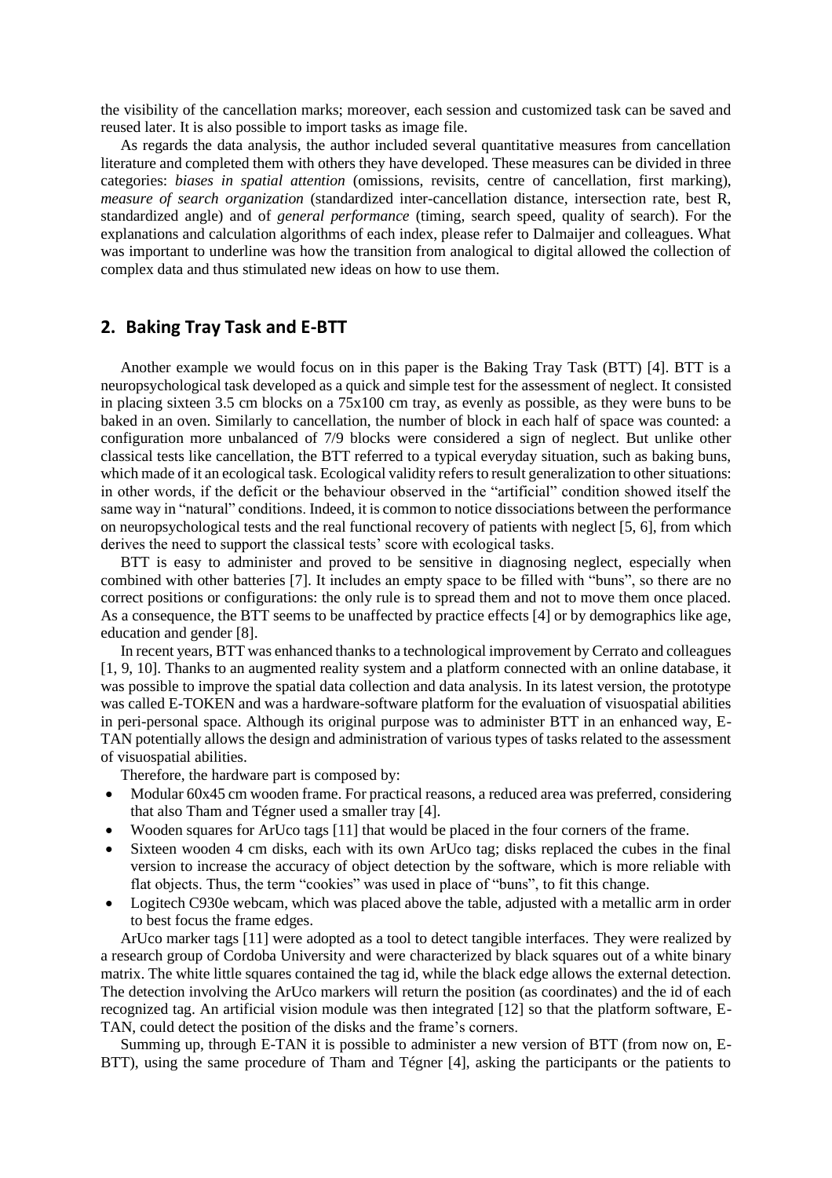the visibility of the cancellation marks; moreover, each session and customized task can be saved and reused later. It is also possible to import tasks as image file.

As regards the data analysis, the author included several quantitative measures from cancellation literature and completed them with others they have developed. These measures can be divided in three categories: *biases in spatial attention* (omissions, revisits, centre of cancellation, first marking), *measure of search organization* (standardized inter-cancellation distance, intersection rate, best R, standardized angle) and of *general performance* (timing, search speed, quality of search). For the explanations and calculation algorithms of each index, please refer to Dalmaijer and colleagues. What was important to underline was how the transition from analogical to digital allowed the collection of complex data and thus stimulated new ideas on how to use them.

## 2. Baking Tray Task and E-BTT

Another example we would focus on in this paper is the Baking Tray Task (BTT) [4]. BTT is a neuropsychological task developed as a quick and simple test for the assessment of neglect. It consisted in placing sixteen 3.5 cm blocks on a 75x100 cm tray, as evenly as possible, as they were buns to be baked in an oven. Similarly to cancellation, the number of block in each half of space was counted: a configuration more unbalanced of 7/9 blocks were considered a sign of neglect. But unlike other classical tests like cancellation, the BTT referred to a typical everyday situation, such as baking buns, which made of it an ecological task. Ecological validity refers to result generalization to other situations: in other words, if the deficit or the behaviour observed in the "artificial" condition showed itself the same way in "natural" conditions. Indeed, it is common to notice dissociations between the performance on neuropsychological tests and the real functional recovery of patients with neglect [5, 6], from which derives the need to support the classical tests' score with ecological tasks.

BTT is easy to administer and proved to be sensitive in diagnosing neglect, especially when combined with other batteries [7]. It includes an empty space to be filled with "buns", so there are no correct positions or configurations: the only rule is to spread them and not to move them once placed. As a consequence, the BTT seems to be unaffected by practice effects [4] or by demographics like age, education and gender [8].

In recent years, BTT was enhanced thanks to a technological improvement by Cerrato and colleagues [1, 9, 10]. Thanks to an augmented reality system and a platform connected with an online database, it was possible to improve the spatial data collection and data analysis. In its latest version, the prototype was called E-TOKEN and was a hardware-software platform for the evaluation of visuospatial abilities in peri-personal space. Although its original purpose was to administer BTT in an enhanced way, E-TAN potentially allows the design and administration of various types of tasks related to the assessment of visuospatial abilities.

Therefore, the hardware part is composed by:

- Modular 60x45 cm wooden frame. For practical reasons, a reduced area was preferred, considering that also Tham and Tégner used a smaller tray [4].
- Wooden squares for ArUco tags [11] that would be placed in the four corners of the frame.
- Sixteen wooden 4 cm disks, each with its own ArUco tag; disks replaced the cubes in the final version to increase the accuracy of object detection by the software, which is more reliable with flat objects. Thus, the term "cookies" was used in place of "buns", to fit this change.
- Logitech C930e webcam, which was placed above the table, adjusted with a metallic arm in order to best focus the frame edges.

ArUco marker tags [11] were adopted as a tool to detect tangible interfaces. They were realized by a research group of Cordoba University and were characterized by black squares out of a white binary matrix. The white little squares contained the tag id, while the black edge allows the external detection. The detection involving the ArUco markers will return the position (as coordinates) and the id of each recognized tag. An artificial vision module was then integrated [12] so that the platform software, E-TAN, could detect the position of the disks and the frame's corners.

Summing up, through E-TAN it is possible to administer a new version of BTT (from now on, E-BTT), using the same procedure of Tham and Tégner [4], asking the participants or the patients to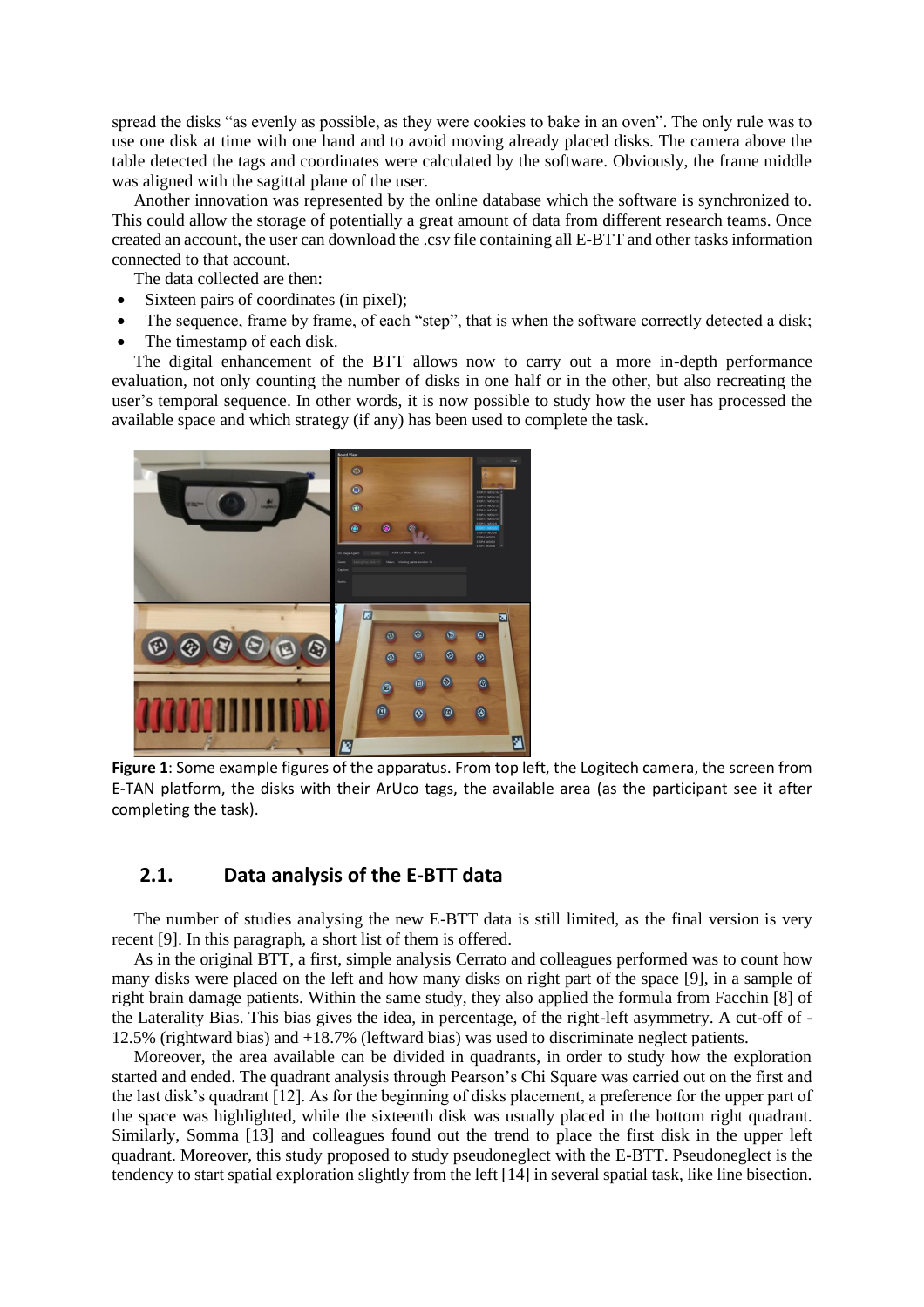spread the disks "as evenly as possible, as they were cookies to bake in an oven". The only rule was to use one disk at time with one hand and to avoid moving already placed disks. The camera above the table detected the tags and coordinates were calculated by the software. Obviously, the frame middle was aligned with the sagittal plane of the user.

Another innovation was represented by the online database which the software is synchronized to. This could allow the storage of potentially a great amount of data from different research teams. Once created an account, the user can download the .csv file containing all E-BTT and other tasks information connected to that account.

The data collected are then:

- Sixteen pairs of coordinates (in pixel);
- The sequence, frame by frame, of each "step", that is when the software correctly detected a disk;
- The timestamp of each disk.

The digital enhancement of the BTT allows now to carry out a more in-depth performance evaluation, not only counting the number of disks in one half or in the other, but also recreating the user's temporal sequence. In other words, it is now possible to study how the user has processed the available space and which strategy (if any) has been used to complete the task.

**Figure 1**: Some example figures of the apparatus. From top left, the Logitech camera, the screen from E-TAN platform, the disks with their ArUco tags, the available area (as the participant see it after completing the task).

## 2.1. Data analysis of the E-BTT data

The number of studies analysing the new E-BTT data is still limited, as the final version is very recent [9]. In this paragraph, a short list of them is offered.

As in the original BTT, a first, simple analysis Cerrato and colleagues performed was to count how many disks were placed on the left and how many disks on right part of the space [9], in a sample of right brain damage patients. Within the same study, they also applied the formula from Facchin [8] of the Laterality Bias. This bias gives the idea, in percentage, of the right-left asymmetry. A cut-off of -12.5% (rightward bias) and +18.7% (leftward bias) was used to discriminate neglect patients.

Moreover, the area available can be divided in quadrants, in order to study how the exploration started and ended. The quadrant analysis through Pearson's Chi Square was carried out on the first and the last disk's quadrant [12]. As for the beginning of disks placement, a preference for the upper part of the space was highlighted, while the sixteenth disk was usually placed in the bottom right quadrant. Similarly, Somma [13] and colleagues found out the trend to place the first disk in the upper left quadrant. Moreover, this study proposed to study pseudoneglect with the E-BTT. Pseudoneglect is the tendency to start spatial exploration slightly from the left [14] in several spatial task, like line bisection.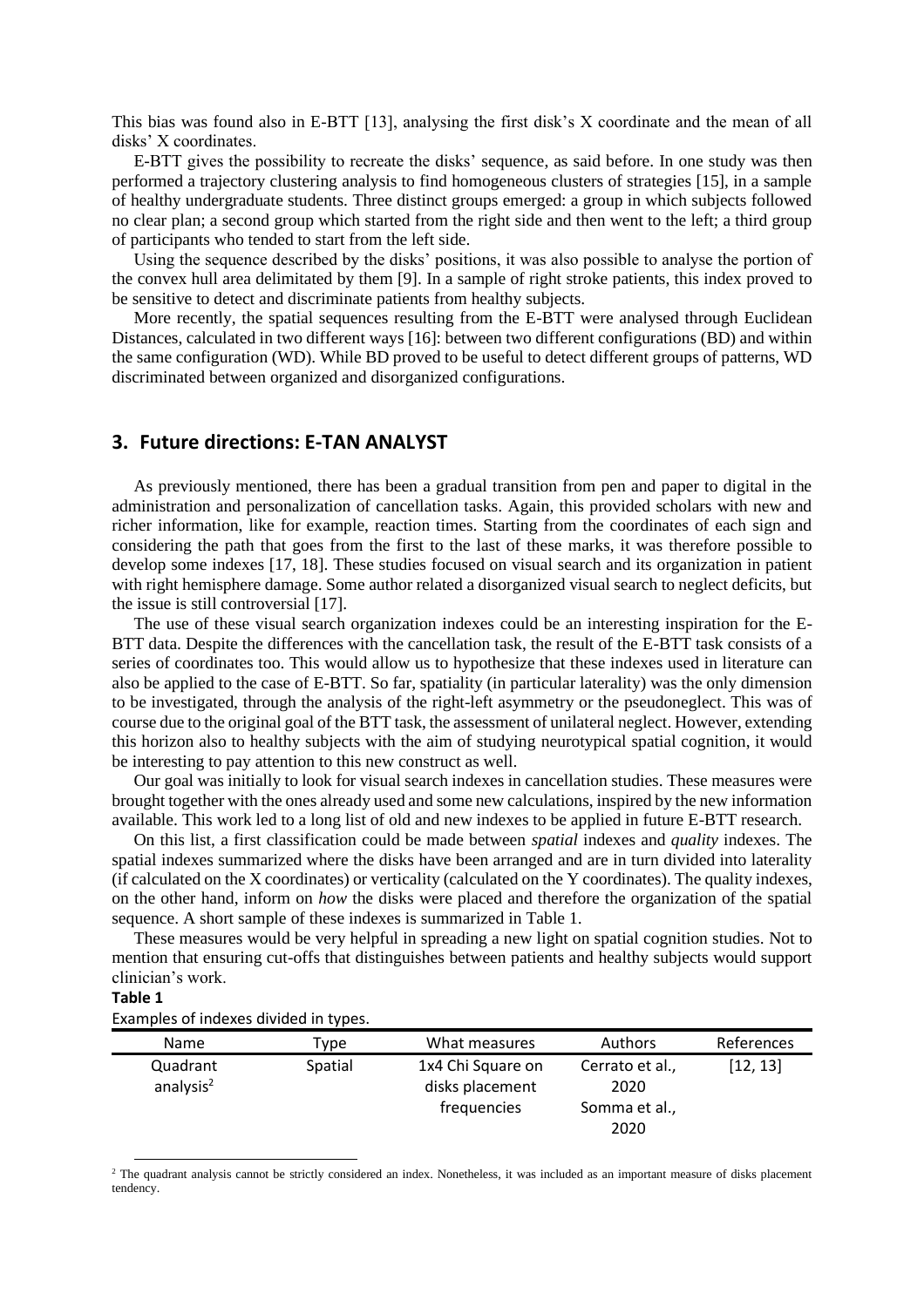This bias was found also in E-BTT [13], analysing the first disk's X coordinate and the mean of all disks' X coordinates.

E-BTT gives the possibility to recreate the disks' sequence, as said before. In one study was then performed a trajectory clustering analysis to find homogeneous clusters of strategies [15], in a sample of healthy undergraduate students. Three distinct groups emerged: a group in which subjects followed no clear plan; a second group which started from the right side and then went to the left; a third group of participants who tended to start from the left side.

Using the sequence described by the disks' positions, it was also possible to analyse the portion of the convex hull area delimitated by them [9]. In a sample of right stroke patients, this index proved to be sensitive to detect and discriminate patients from healthy subjects.

More recently, the spatial sequences resulting from the E-BTT were analysed through Euclidean Distances, calculated in two different ways [16]: between two different configurations (BD) and within the same configuration (WD). While BD proved to be useful to detect different groups of patterns, WD discriminated between organized and disorganized configurations.

## 3. Future directions: E-TAN ANALYST

As previously mentioned, there has been a gradual transition from pen and paper to digital in the administration and personalization of cancellation tasks. Again, this provided scholars with new and richer information, like for example, reaction times. Starting from the coordinates of each sign and considering the path that goes from the first to the last of these marks, it was therefore possible to develop some indexes [17, 18]. These studies focused on visual search and its organization in patient with right hemisphere damage. Some author related a disorganized visual search to neglect deficits, but the issue is still controversial [17].

The use of these visual search organization indexes could be an interesting inspiration for the E-BTT data. Despite the differences with the cancellation task, the result of the E-BTT task consists of a series of coordinates too. This would allow us to hypothesize that these indexes used in literature can also be applied to the case of E-BTT. So far, spatiality (in particular laterality) was the only dimension to be investigated, through the analysis of the right-left asymmetry or the pseudoneglect. This was of course due to the original goal of the BTT task, the assessment of unilateral neglect. However, extending this horizon also to healthy subjects with the aim of studying neurotypical spatial cognition, it would be interesting to pay attention to this new construct as well.

Our goal was initially to look for visual search indexes in cancellation studies. These measures were brought together with the ones already used and some new calculations, inspired by the new information available. This work led to a long list of old and new indexes to be applied in future E-BTT research.

On this list, a first classification could be made between *spatial* indexes and *quality* indexes. The spatial indexes summarized where the disks have been arranged and are in turn divided into laterality (if calculated on the X coordinates) or verticality (calculated on the Y coordinates). The quality indexes, on the other hand, inform on *how* the disks were placed and therefore the organization of the spatial sequence. A short sample of these indexes is summarized in Table 1.

These measures would be very helpful in spreading a new light on spatial cognition studies. Not to mention that ensuring cut-offs that distinguishes between patients and healthy subjects would support clinician's work.

**Table 1**

Examples of indexes divided in types.

| Name | Type | What measures | Authors | References |
|---|---|---|---|---|
| Quadrant analysis[2] | Spatial | 1x4 Chi Square on disks placement frequencies | Cerrato et al., 2020 Somma et al., 2020 | [12, 13] |

[2] The quadrant analysis cannot be strictly considered an index. Nonetheless, it was included as an important measure of disks placement tendency.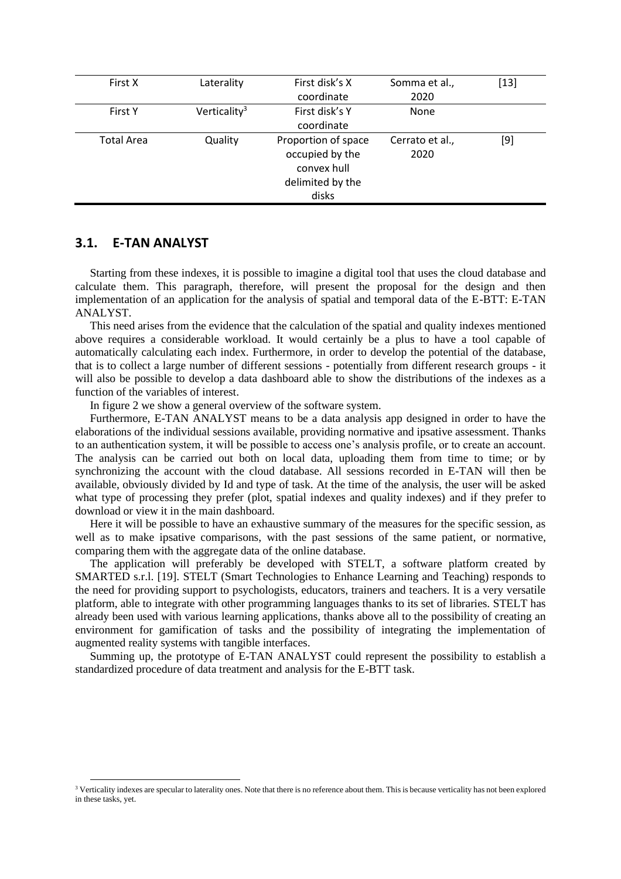| First X | Laterality | First disk's X coordinate | Somma et al., 2020 | [13] |
|---|---|---|---|---|
| First Y | Verticality[3] | First disk's Y coordinate | None | |
| Total Area | Quality | Proportion of space occupied by the convex hull delimited by the disks | Cerrato et al., 2020 | [9] |

## 3.1. E-TAN ANALYST

Starting from these indexes, it is possible to imagine a digital tool that uses the cloud database and calculate them. This paragraph, therefore, will present the proposal for the design and then implementation of an application for the analysis of spatial and temporal data of the E-BTT: E-TAN ANALYST.

This need arises from the evidence that the calculation of the spatial and quality indexes mentioned above requires a considerable workload. It would certainly be a plus to have a tool capable of automatically calculating each index. Furthermore, in order to develop the potential of the database, that is to collect a large number of different sessions - potentially from different research groups - it will also be possible to develop a data dashboard able to show the distributions of the indexes as a function of the variables of interest.

In figure 2 we show a general overview of the software system.

Furthermore, E-TAN ANALYST means to be a data analysis app designed in order to have the elaborations of the individual sessions available, providing normative and ipsative assessment. Thanks to an authentication system, it will be possible to access one's analysis profile, or to create an account. The analysis can be carried out both on local data, uploading them from time to time; or by synchronizing the account with the cloud database. All sessions recorded in E-TAN will then be available, obviously divided by Id and type of task. At the time of the analysis, the user will be asked what type of processing they prefer (plot, spatial indexes and quality indexes) and if they prefer to download or view it in the main dashboard.

Here it will be possible to have an exhaustive summary of the measures for the specific session, as well as to make ipsative comparisons, with the past sessions of the same patient, or normative, comparing them with the aggregate data of the online database.

The application will preferably be developed with STELT, a software platform created by SMARTED s.r.l. [19]. STELT (Smart Technologies to Enhance Learning and Teaching) responds to the need for providing support to psychologists, educators, trainers and teachers. It is a very versatile platform, able to integrate with other programming languages thanks to its set of libraries. STELT has already been used with various learning applications, thanks above all to the possibility of creating an environment for gamification of tasks and the possibility of integrating the implementation of augmented reality systems with tangible interfaces.

Summing up, the prototype of E-TAN ANALYST could represent the possibility to establish a standardized procedure of data treatment and analysis for the E-BTT task.

[3] Verticality indexes are specular to laterality ones. Note that there is no reference about them. This is because verticality has not been explored in these tasks, yet.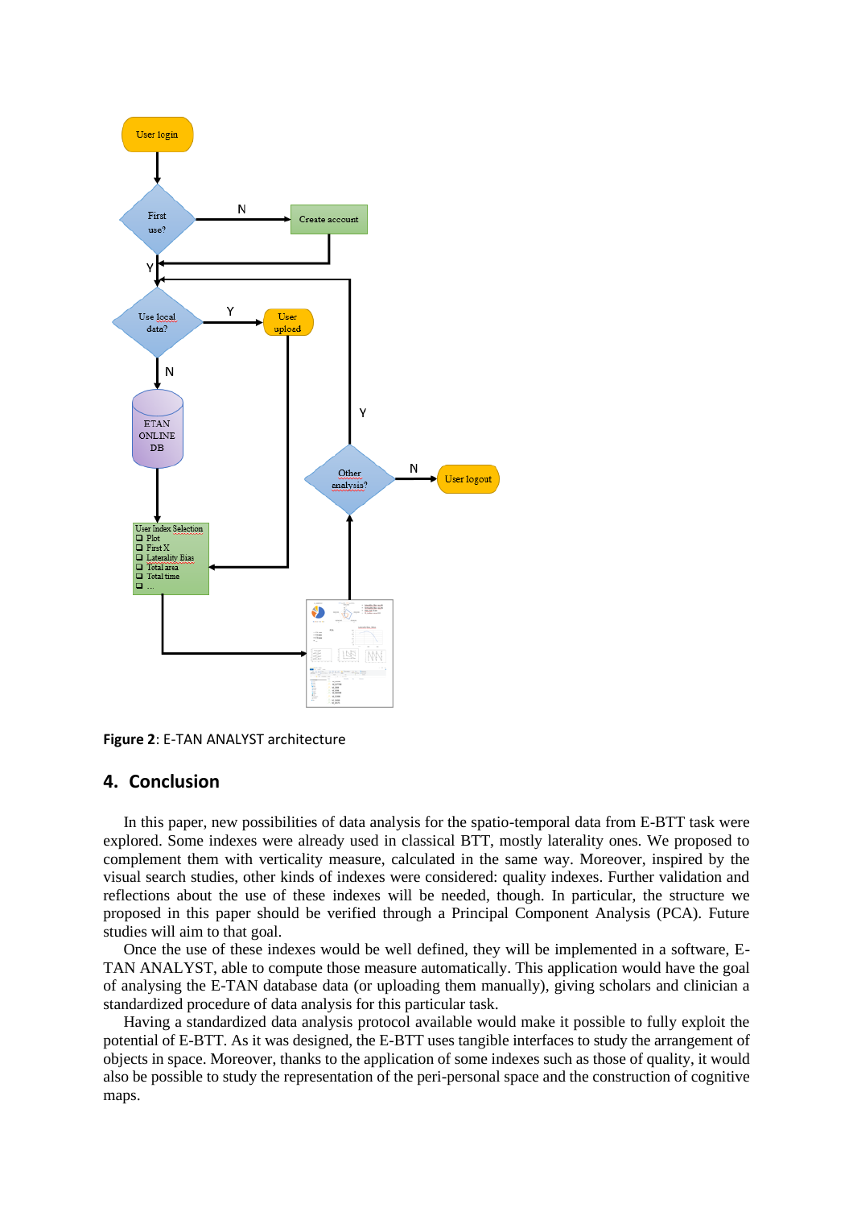Figure 2: E-TAN ANALYST architecture

## 4. Conclusion

In this paper, new possibilities of data analysis for the spatio-temporal data from E-BTT task were explored. Some indexes were already used in classical BTT, mostly laterality ones. We proposed to complement them with verticality measure, calculated in the same way. Moreover, inspired by the visual search studies, other kinds of indexes were considered: quality indexes. Further validation and reflections about the use of these indexes will be needed, though. In particular, the structure we proposed in this paper should be verified through a Principal Component Analysis (PCA). Future studies will aim to that goal.

Once the use of these indexes would be well defined, they will be implemented in a software, E-TAN ANALYST, able to compute those measure automatically. This application would have the goal of analysing the E-TAN database data (or uploading them manually), giving scholars and clinician a standardized procedure of data analysis for this particular task.

Having a standardized data analysis protocol available would make it possible to fully exploit the potential of E-BTT. As it was designed, the E-BTT uses tangible interfaces to study the arrangement of objects in space. Moreover, thanks to the application of some indexes such as those of quality, it would also be possible to study the representation of the peri-personal space and the construction of cognitive maps.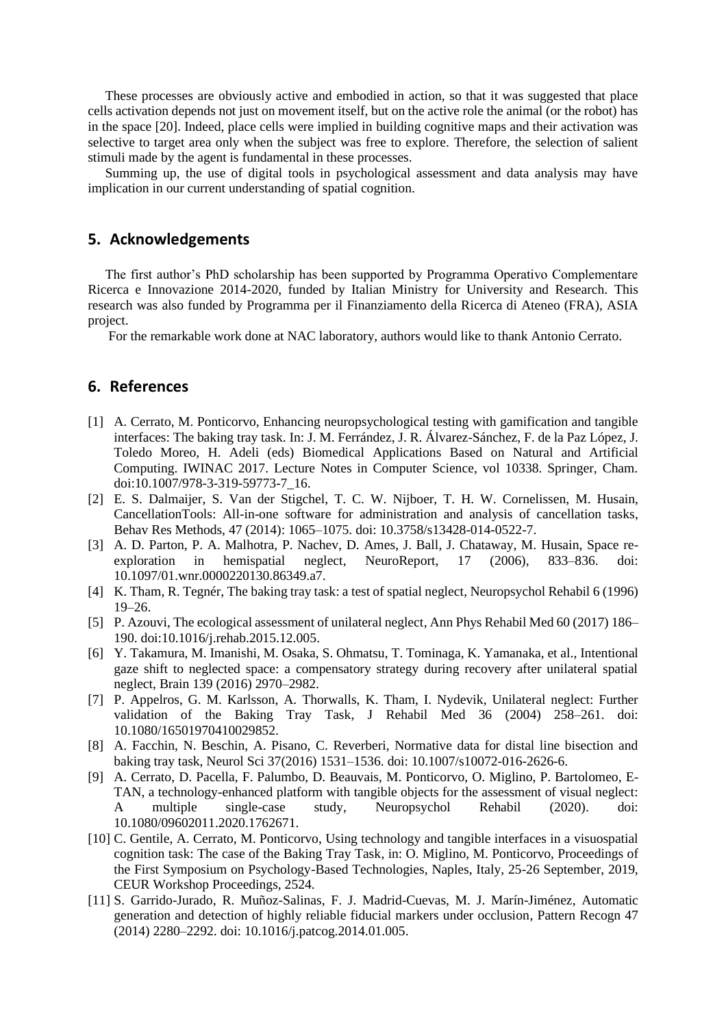These processes are obviously active and embodied in action, so that it was suggested that place cells activation depends not just on movement itself, but on the active role the animal (or the robot) has in the space [20]. Indeed, place cells were implied in building cognitive maps and their activation was selective to target area only when the subject was free to explore. Therefore, the selection of salient stimuli made by the agent is fundamental in these processes.

Summing up, the use of digital tools in psychological assessment and data analysis may have implication in our current understanding of spatial cognition.

## 5. Acknowledgements

The first author's PhD scholarship has been supported by Programma Operativo Complementare Ricerca e Innovazione 2014-2020, funded by Italian Ministry for University and Research. This research was also funded by Programma per il Finanziamento della Ricerca di Ateneo (FRA), ASIA project.

For the remarkable work done at NAC laboratory, authors would like to thank Antonio Cerrato.

## 6. References

[1] A. Cerrato, M. Ponticorvo, Enhancing neuropsychological testing with gamification and tangible interfaces: The baking tray task. In: J. M. Ferrández, J. R. Álvarez-Sánchez, F. de la Paz López, J. Toledo Moreo, H. Adeli (eds) Biomedical Applications Based on Natural and Artificial Computing. IWINAC 2017. Lecture Notes in Computer Science, vol 10338. Springer, Cham. doi:10.1007/978-3-319-59773-7_16.

[2] E. S. Dalmaijer, S. Van der Stigchel, T. C. W. Nijboer, T. H. W. Cornelissen, M. Husain, CancellationTools: All-in-one software for administration and analysis of cancellation tasks, Behav Res Methods, 47 (2014): 1065–1075. doi: 10.3758/s13428-014-0522-7.

[3] A. D. Parton, P. A. Malhotra, P. Nachev, D. Ames, J. Ball, J. Chataway, M. Husain, Space re-exploration in hemispatial neglect, NeuroReport, 17 (2006), 833–836. doi: 10.1097/01.wnr.0000220130.86349.a7.

[4] K. Tham, R. Tegnér, The baking tray task: a test of spatial neglect, Neuropsychol Rehabil 6 (1996) 19–26.

[5] P. Azouvi, The ecological assessment of unilateral neglect, Ann Phys Rehabil Med 60 (2017) 186–190. doi:10.1016/j.rehab.2015.12.005.

[6] Y. Takamura, M. Imanishi, M. Osaka, S. Ohmatsu, T. Tominaga, K. Yamanaka, et al., Intentional gaze shift to neglected space: a compensatory strategy during recovery after unilateral spatial neglect, Brain 139 (2016) 2970–2982.

[7] P. Appelros, G. M. Karlsson, A. Thorwalls, K. Tham, I. Nydevik, Unilateral neglect: Further validation of the Baking Tray Task, J Rehabil Med 36 (2004) 258–261. doi: 10.1080/16501970410029852.

[8] A. Facchin, N. Beschin, A. Pisano, C. Reverberi, Normative data for distal line bisection and baking tray task, Neurol Sci 37(2016) 1531–1536. doi: 10.1007/s10072-016-2626-6.

[9] A. Cerrato, D. Pacella, F. Palumbo, D. Beauvais, M. Ponticorvo, O. Miglino, P. Bartolomeo, E-TAN, a technology-enhanced platform with tangible objects for the assessment of visual neglect: A multiple single-case study, Neuropsychol Rehabil (2020). doi: 10.1080/09602011.2020.1762671.

[10] C. Gentile, A. Cerrato, M. Ponticorvo, Using technology and tangible interfaces in a visuospatial cognition task: The case of the Baking Tray Task, in: O. Miglino, M. Ponticorvo, Proceedings of the First Symposium on Psychology-Based Technologies, Naples, Italy, 25-26 September, 2019, CEUR Workshop Proceedings, 2524.

[11] S. Garrido-Jurado, R. Muñoz-Salinas, F. J. Madrid-Cuevas, M. J. Marín-Jiménez, Automatic generation and detection of highly reliable fiducial markers under occlusion, Pattern Recogn 47 (2014) 2280–2292. doi: 10.1016/j.patcog.2014.01.005.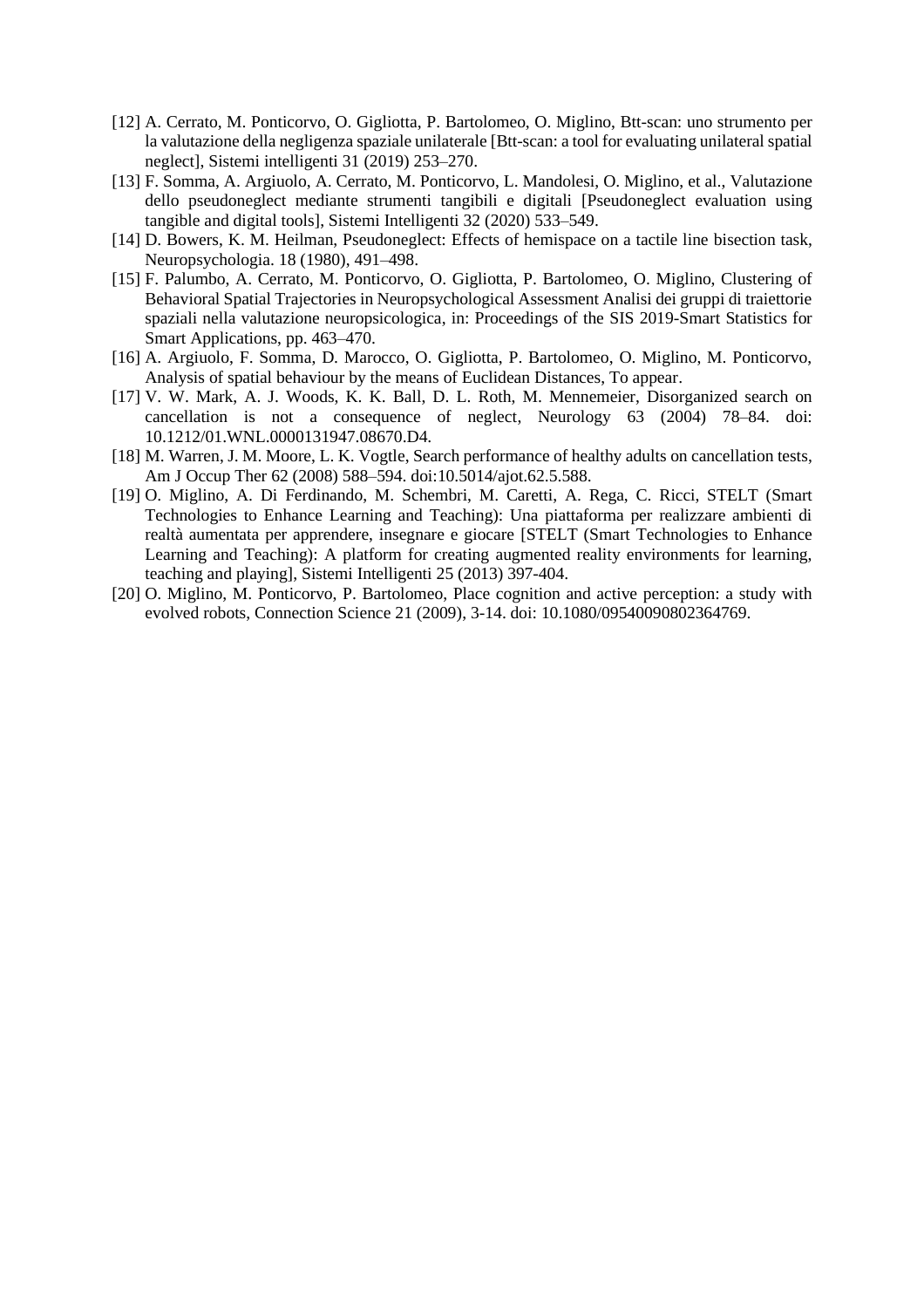[12] A. Cerrato, M. Ponticorvo, O. Gigliotta, P. Bartolomeo, O. Miglino, Btt-scan: uno strumento per la valutazione della negligenza spaziale unilaterale [Btt-scan: a tool for evaluating unilateral spatial neglect], Sistemi intelligenti 31 (2019) 253–270.

[13] F. Somma, A. Argiuolo, A. Cerrato, M. Ponticorvo, L. Mandolesi, O. Miglino, et al., Valutazione dello pseudoneglect mediante strumenti tangibili e digitali [Pseudoneglect evaluation using tangible and digital tools], Sistemi Intelligenti 32 (2020) 533–549.

[14] D. Bowers, K. M. Heilman, Pseudoneglect: Effects of hemispace on a tactile line bisection task, Neuropsychologia. 18 (1980), 491–498.

[15] F. Palumbo, A. Cerrato, M. Ponticorvo, O. Gigliotta, P. Bartolomeo, O. Miglino, Clustering of Behavioral Spatial Trajectories in Neuropsychological Assessment Analisi dei gruppi di traiettorie spaziali nella valutazione neuropsicologica, in: Proceedings of the SIS 2019-Smart Statistics for Smart Applications, pp. 463–470.

[16] A. Argiuolo, F. Somma, D. Marocco, O. Gigliotta, P. Bartolomeo, O. Miglino, M. Ponticorvo, Analysis of spatial behaviour by the means of Euclidean Distances, To appear.

[17] V. W. Mark, A. J. Woods, K. K. Ball, D. L. Roth, M. Mennemeier, Disorganized search on cancellation is not a consequence of neglect, Neurology 63 (2004) 78–84. doi: 10.1212/01.WNL.0000131947.08670.D4.

[18] M. Warren, J. M. Moore, L. K. Vogtle, Search performance of healthy adults on cancellation tests, Am J Occup Ther 62 (2008) 588–594. doi:10.5014/ajot.62.5.588.

[19] O. Miglino, A. Di Ferdinando, M. Schembri, M. Caretti, A. Rega, C. Ricci, STELT (Smart Technologies to Enhance Learning and Teaching): Una piattaforma per realizzare ambienti di realtà aumentata per apprendere, insegnare e giocare [STELT (Smart Technologies to Enhance Learning and Teaching): A platform for creating augmented reality environments for learning, teaching and playing], Sistemi Intelligenti 25 (2013) 397-404.

[20] O. Miglino, M. Ponticorvo, P. Bartolomeo, Place cognition and active perception: a study with evolved robots, Connection Science 21 (2009), 3-14. doi: 10.1080/09540090802364769.